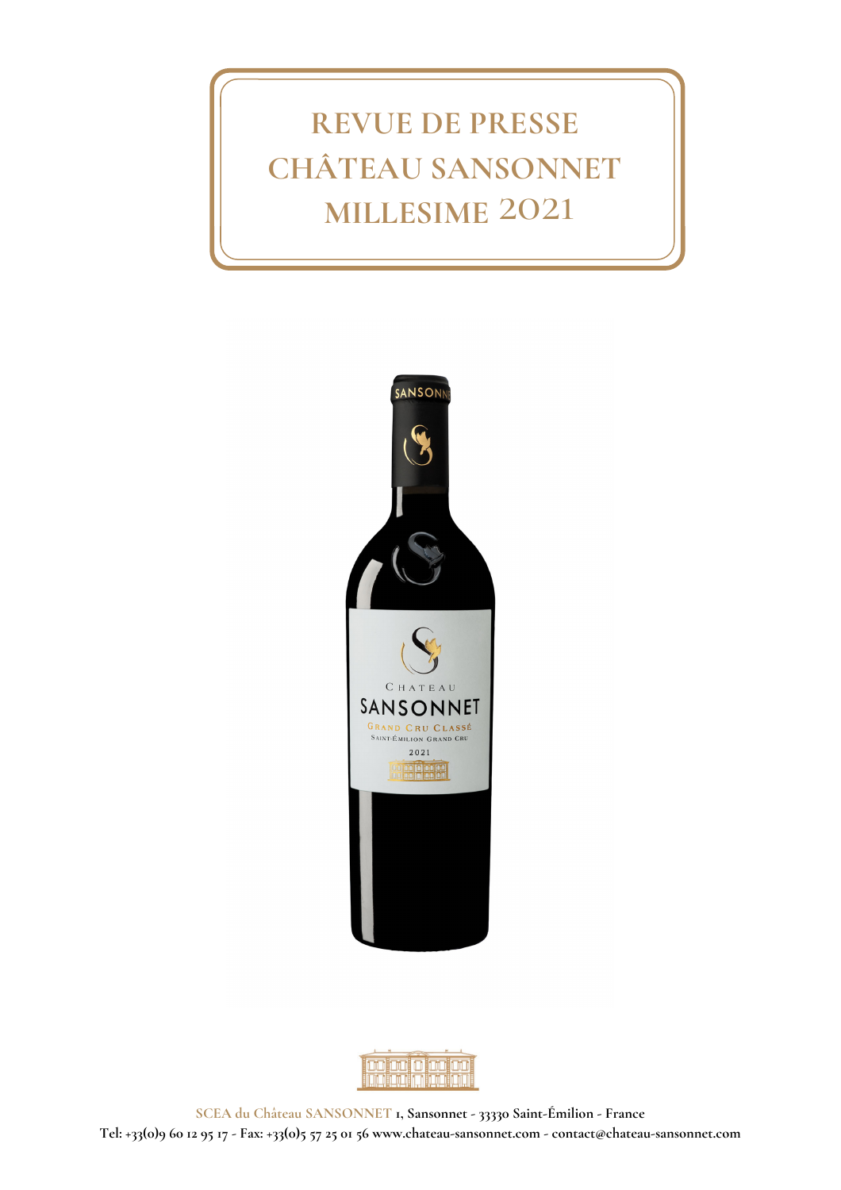# REVUE DE PRESSE CHÂTEAU SANSONNET MILLESIME 2021

SCEA du Château SANSONNET 1, Sansonnet - 33330 Saint-Émilion - France
Tel: +33(0)9 60 12 95 17 - Fax: +33(0)5 57 25 01 56 www.chateau-sansonnet.com - contact@chateau-sansonnet.com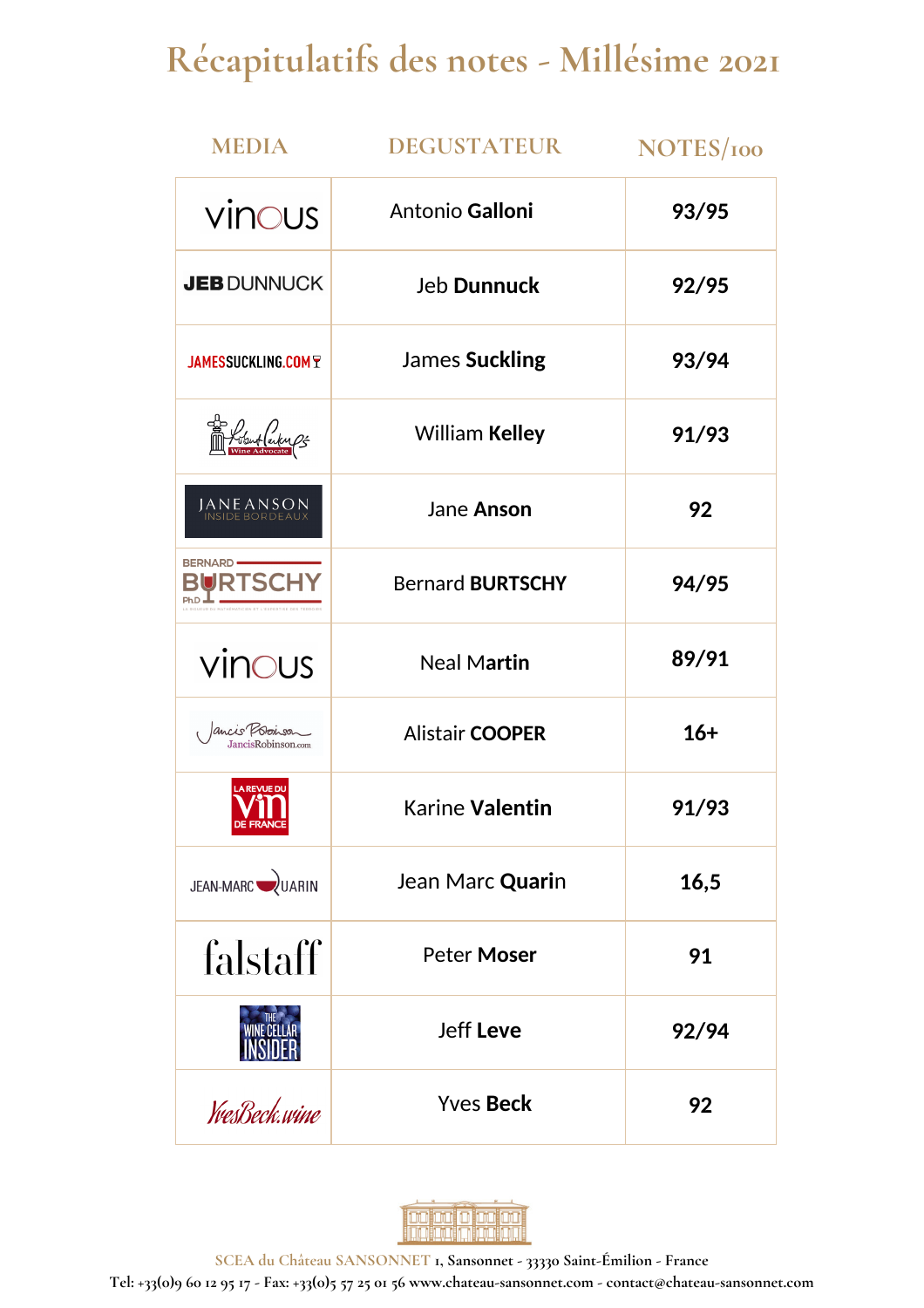# Récapitulatifs des notes - Millésime 2021

| MEDIA | DEGUSTATEUR | NOTES/100 |
|---|---|---|
| vinous | Antonio **Galloni** | **93/95** |
| JEB DUNNUCK | Jeb **Dunnuck** | **92/95** |
| JAMESSUCKLING.COM | James **Suckling** | **93/94** |
| Robert Parker Wine Advocate | William **Kelley** | **91/93** |
| JANE ANSON INSIDE BORDEAUX | Jane **Anson** | **92** |
| BERNARD BURTSCHY PhD | Bernard **BURTSCHY** | **94/95** |
| vinous | Neal **Martin** | **89/91** |
| Jancis Robinson JancisRobinson.com | Alistair **COOPER** | **16+** |
| LA REVUE DU VIN DE FRANCE | Karine **Valentin** | **91/93** |
| JEAN-MARC QUARIN | Jean Marc **Quarin** | **16,5** |
| falstaff | Peter **Moser** | **91** |
| THE WINE CELLAR INSIDER | Jeff **Leve** | **92/94** |
| YvesBeck.wine | Yves **Beck** | **92** |

SCEA du Château SANSONNET 1, Sansonnet - 33330 Saint-Émilion - France
Tel: +33(0)9 60 12 95 17 - Fax: +33(0)5 57 25 01 56 www.chateau-sansonnet.com - contact@chateau-sansonnet.com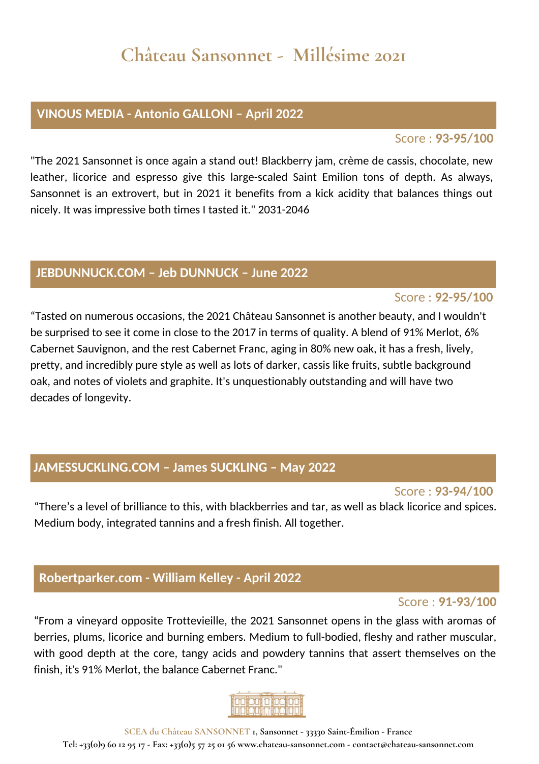# Château Sansonnet - Millésime 2021

## VINOUS MEDIA - Antonio GALLONI – April 2022

Score : **93-95/100**

"The 2021 Sansonnet is once again a stand out! Blackberry jam, crème de cassis, chocolate, new leather, licorice and espresso give this large-scaled Saint Emilion tons of depth. As always, Sansonnet is an extrovert, but in 2021 it benefits from a kick acidity that balances things out nicely. It was impressive both times I tasted it." 2031-2046

## JEBDUNNUCK.COM – Jeb DUNNUCK – June 2022

Score : **92-95/100**

"Tasted on numerous occasions, the 2021 Château Sansonnet is another beauty, and I wouldn't be surprised to see it come in close to the 2017 in terms of quality. A blend of 91% Merlot, 6% Cabernet Sauvignon, and the rest Cabernet Franc, aging in 80% new oak, it has a fresh, lively, pretty, and incredibly pure style as well as lots of darker, cassis like fruits, subtle background oak, and notes of violets and graphite. It's unquestionably outstanding and will have two decades of longevity.

## JAMESSUCKLING.COM – James SUCKLING – May 2022

Score : **93-94/100**

"There's a level of brilliance to this, with blackberries and tar, as well as black licorice and spices. Medium body, integrated tannins and a fresh finish. All together.

## Robertparker.com - William Kelley - April 2022

Score : **91-93/100**

"From a vineyard opposite Trottevieille, the 2021 Sansonnet opens in the glass with aromas of berries, plums, licorice and burning embers. Medium to full-bodied, fleshy and rather muscular, with good depth at the core, tangy acids and powdery tannins that assert themselves on the finish, it's 91% Merlot, the balance Cabernet Franc."

SCEA du Château SANSONNET 1, Sansonnet - 33330 Saint-Émilion - France
Tel: +33(0)9 60 12 95 17 - Fax: +33(0)5 57 25 01 56 www.chateau-sansonnet.com - contact@chateau-sansonnet.com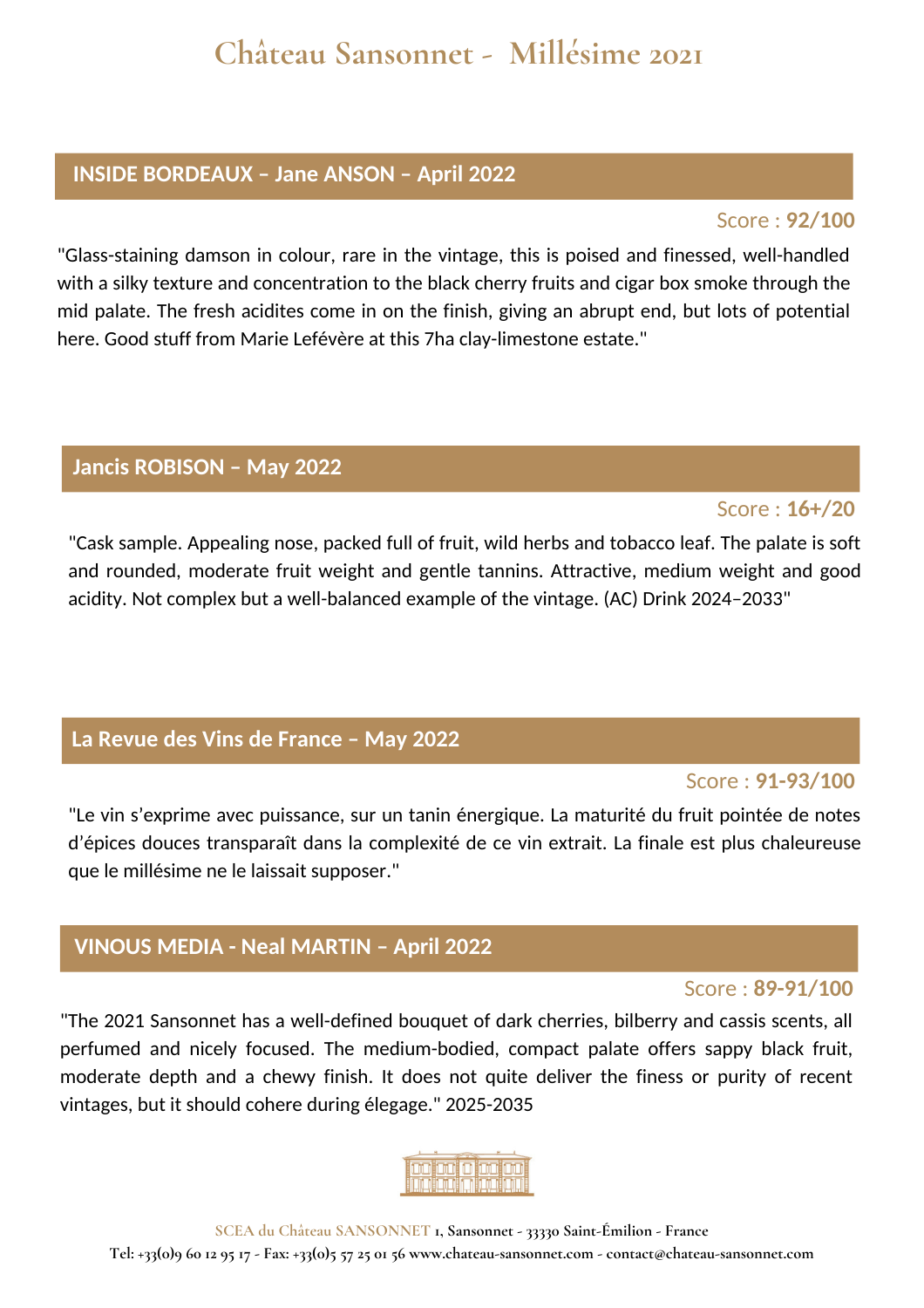# Château Sansonnet - Millésime 2021

## INSIDE BORDEAUX – Jane ANSON – April 2022

Score : **92/100**

"Glass-staining damson in colour, rare in the vintage, this is poised and finessed, well-handled with a silky texture and concentration to the black cherry fruits and cigar box smoke through the mid palate. The fresh acidites come in on the finish, giving an abrupt end, but lots of potential here. Good stuff from Marie Lefévère at this 7ha clay-limestone estate."

## Jancis ROBISON – May 2022

Score : **16+/20**

"Cask sample. Appealing nose, packed full of fruit, wild herbs and tobacco leaf. The palate is soft and rounded, moderate fruit weight and gentle tannins. Attractive, medium weight and good acidity. Not complex but a well-balanced example of the vintage. (AC) Drink 2024–2033"

## La Revue des Vins de France – May 2022

Score : **91-93/100**

"Le vin s'exprime avec puissance, sur un tanin énergique. La maturité du fruit pointée de notes d'épices douces transparaît dans la complexité de ce vin extrait. La finale est plus chaleureuse que le millésime ne le laissait supposer."

## VINOUS MEDIA - Neal MARTIN – April 2022

Score : **89-91/100**

"The 2021 Sansonnet has a well-defined bouquet of dark cherries, bilberry and cassis scents, all perfumed and nicely focused. The medium-bodied, compact palate offers sappy black fruit, moderate depth and a chewy finish. It does not quite deliver the finess or purity of recent vintages, but it should cohere during élegage." 2025-2035

SCEA du Château SANSONNET 1, Sansonnet - 33330 Saint-Émilion - France
Tel: +33(0)9 60 12 95 17 - Fax: +33(0)5 57 25 01 56 www.chateau-sansonnet.com - contact@chateau-sansonnet.com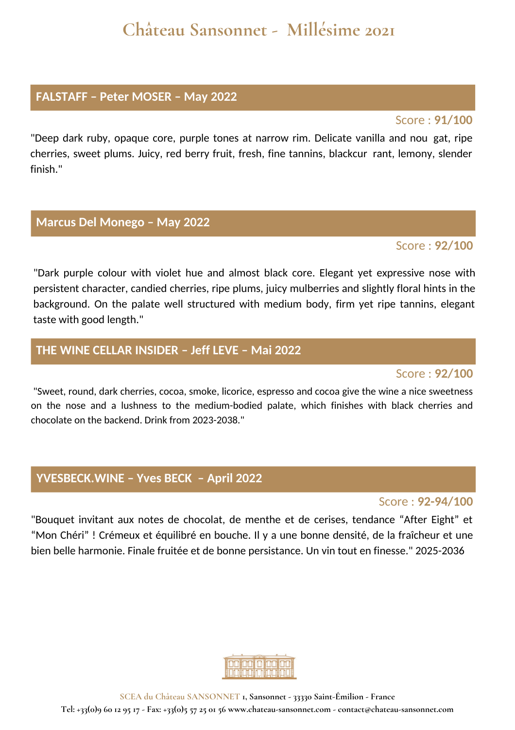# Château Sansonnet - Millésime 2021

## FALSTAFF – Peter MOSER – May 2022

Score : **91/100**

"Deep dark ruby, opaque core, purple tones at narrow rim. Delicate vanilla and nou gat, ripe cherries, sweet plums. Juicy, red berry fruit, fresh, fine tannins, blackcur rant, lemony, slender finish."

## Marcus Del Monego – May 2022

Score : **92/100**

"Dark purple colour with violet hue and almost black core. Elegant yet expressive nose with persistent character, candied cherries, ripe plums, juicy mulberries and slightly floral hints in the background. On the palate well structured with medium body, firm yet ripe tannins, elegant taste with good length."

## THE WINE CELLAR INSIDER – Jeff LEVE – Mai 2022

Score : **92/100**

"Sweet, round, dark cherries, cocoa, smoke, licorice, espresso and cocoa give the wine a nice sweetness on the nose and a lushness to the medium-bodied palate, which finishes with black cherries and chocolate on the backend. Drink from 2023-2038."

## YVESBECK.WINE – Yves BECK – April 2022

Score : **92-94/100**

"Bouquet invitant aux notes de chocolat, de menthe et de cerises, tendance “After Eight” et “Mon Chéri” ! Crémeux et équilibré en bouche. Il y a une bonne densité, de la fraîcheur et une bien belle harmonie. Finale fruitée et de bonne persistance. Un vin tout en finesse." 2025-2036

SCEA du Château SANSONNET 1, Sansonnet - 33330 Saint-Émilion - France
Tel: +33(0)9 60 12 95 17 - Fax: +33(0)5 57 25 01 56 www.chateau-sansonnet.com - contact@chateau-sansonnet.com